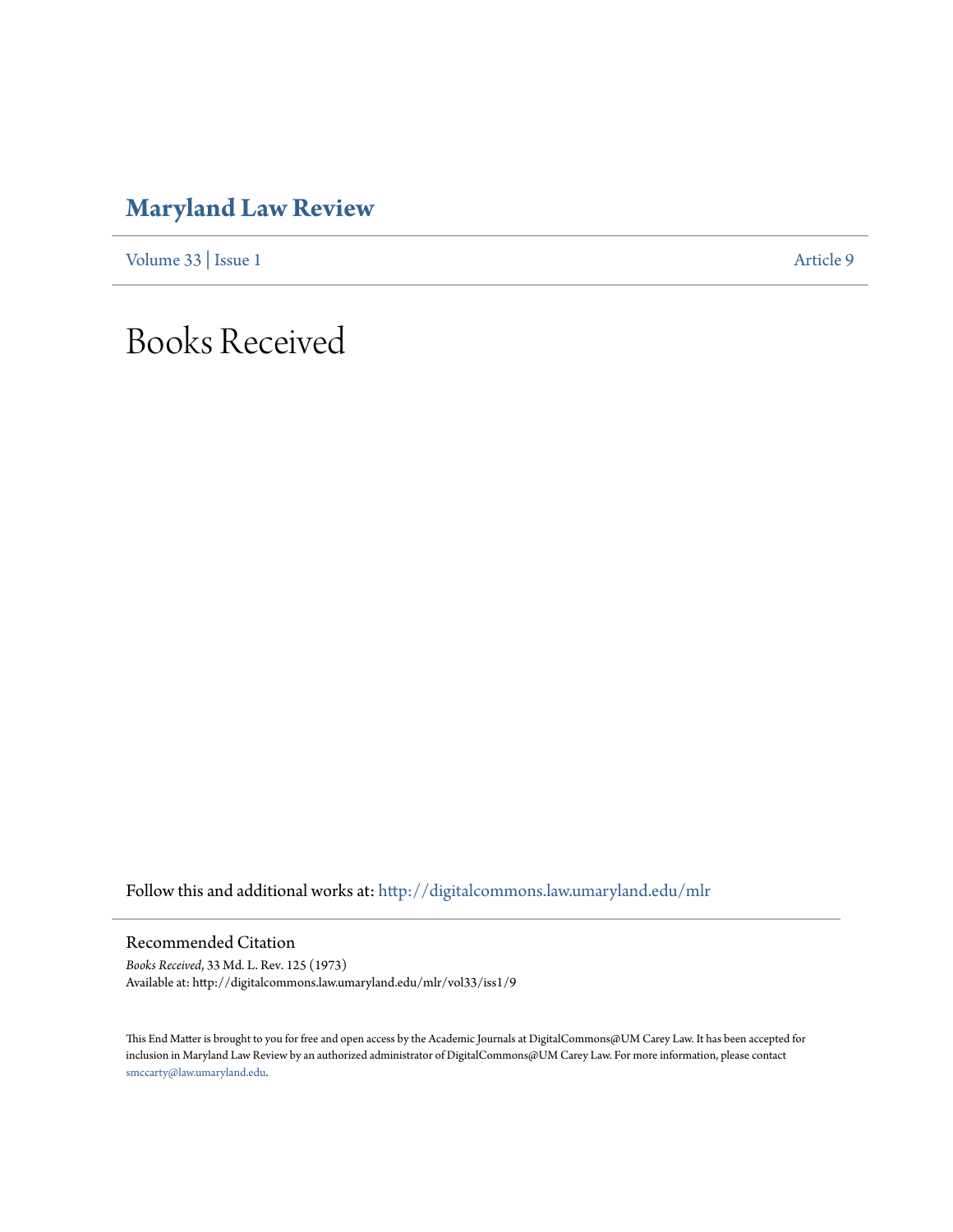# Maryland Law Review

Volume 33 | Issue 1 Article 9

# Books Received

Follow this and additional works at: http://digitalcommons.law.umaryland.edu/mlr

## Recommended Citation

*Books Received*, 33 Md. L. Rev. 125 (1973)
Available at: http://digitalcommons.law.umaryland.edu/mlr/vol33/iss1/9

This End Matter is brought to you for free and open access by the Academic Journals at DigitalCommons@UM Carey Law. It has been accepted for inclusion in Maryland Law Review by an authorized administrator of DigitalCommons@UM Carey Law. For more information, please contact smccarty@law.umaryland.edu.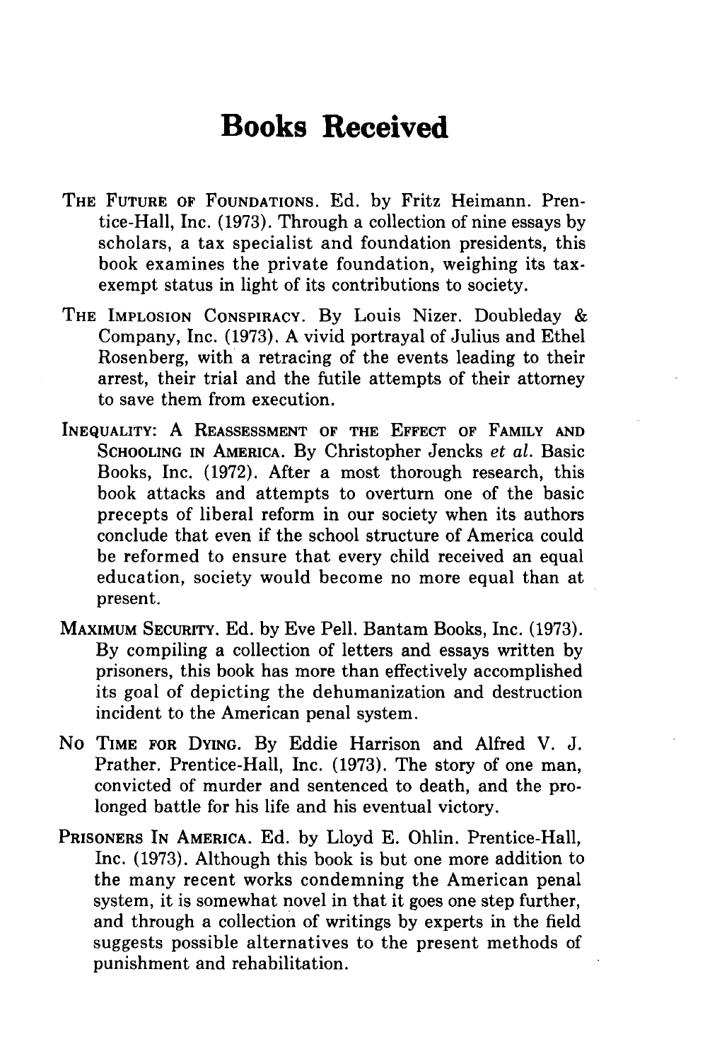# Books Received

THE FUTURE OF FOUNDATIONS. Ed. by Fritz Heimann. Prentice-Hall, Inc. (1973). Through a collection of nine essays by scholars, a tax specialist and foundation presidents, this book examines the private foundation, weighing its tax-exempt status in light of its contributions to society.

THE IMPLOSION CONSPIRACY. By Louis Nizer. Doubleday & Company, Inc. (1973). A vivid portrayal of Julius and Ethel Rosenberg, with a retracing of the events leading to their arrest, their trial and the futile attempts of their attorney to save them from execution.

INEQUALITY: A REASSESSMENT OF THE EFFECT OF FAMILY AND SCHOOLING IN AMERICA. By Christopher Jencks *et al.* Basic Books, Inc. (1972). After a most thorough research, this book attacks and attempts to overturn one of the basic precepts of liberal reform in our society when its authors conclude that even if the school structure of America could be reformed to ensure that every child received an equal education, society would become no more equal than at present.

MAXIMUM SECURITY. Ed. by Eve Pell. Bantam Books, Inc. (1973). By compiling a collection of letters and essays written by prisoners, this book has more than effectively accomplished its goal of depicting the dehumanization and destruction incident to the American penal system.

NO TIME FOR DYING. By Eddie Harrison and Alfred V. J. Prather. Prentice-Hall, Inc. (1973). The story of one man, convicted of murder and sentenced to death, and the prolonged battle for his life and his eventual victory.

PRISONERS IN AMERICA. Ed. by Lloyd E. Ohlin. Prentice-Hall, Inc. (1973). Although this book is but one more addition to the many recent works condemning the American penal system, it is somewhat novel in that it goes one step further, and through a collection of writings by experts in the field suggests possible alternatives to the present methods of punishment and rehabilitation.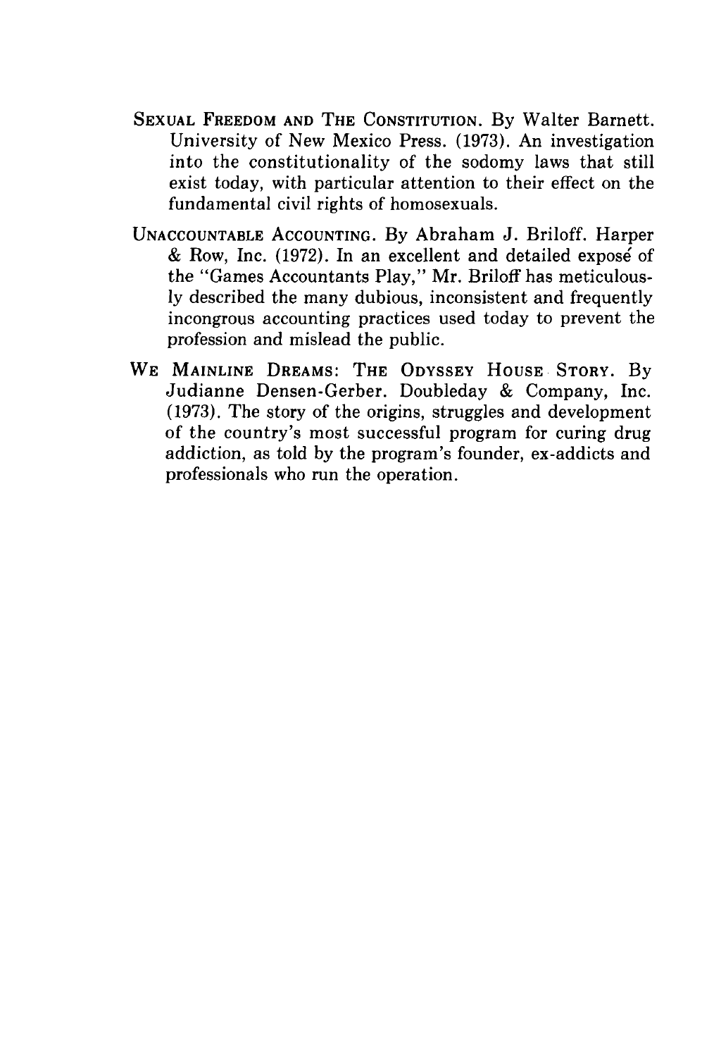SEXUAL FREEDOM AND THE CONSTITUTION. By Walter Barnett. University of New Mexico Press. (1973). An investigation into the constitutionality of the sodomy laws that still exist today, with particular attention to their effect on the fundamental civil rights of homosexuals.

UNACCOUNTABLE ACCOUNTING. By Abraham J. Briloff. Harper & Row, Inc. (1972). In an excellent and detailed exposé of the "Games Accountants Play," Mr. Briloff has meticulously described the many dubious, inconsistent and frequently incongrous accounting practices used today to prevent the profession and mislead the public.

WE MAINLINE DREAMS: THE ODYSSEY HOUSE STORY. By Judianne Densen-Gerber. Doubleday & Company, Inc. (1973). The story of the origins, struggles and development of the country's most successful program for curing drug addiction, as told by the program's founder, ex-addicts and professionals who run the operation.